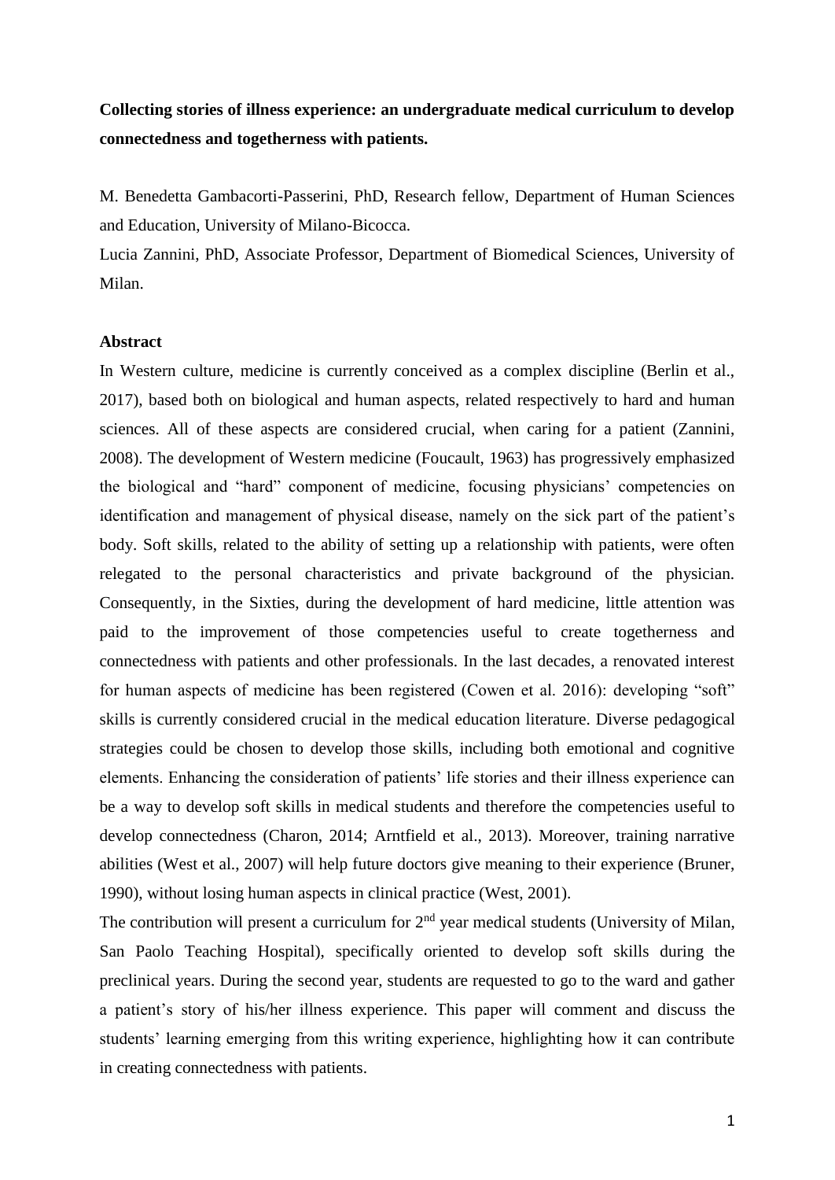**Collecting stories of illness experience: an undergraduate medical curriculum to develop connectedness and togetherness with patients.**

M. Benedetta Gambacorti-Passerini, PhD, Research fellow, Department of Human Sciences and Education, University of Milano-Bicocca.

Lucia Zannini, PhD, Associate Professor, Department of Biomedical Sciences, University of Milan.

**Abstract**

In Western culture, medicine is currently conceived as a complex discipline (Berlin et al., 2017), based both on biological and human aspects, related respectively to hard and human sciences. All of these aspects are considered crucial, when caring for a patient (Zannini, 2008). The development of Western medicine (Foucault, 1963) has progressively emphasized the biological and "hard" component of medicine, focusing physicians' competencies on identification and management of physical disease, namely on the sick part of the patient's body. Soft skills, related to the ability of setting up a relationship with patients, were often relegated to the personal characteristics and private background of the physician. Consequently, in the Sixties, during the development of hard medicine, little attention was paid to the improvement of those competencies useful to create togetherness and connectedness with patients and other professionals. In the last decades, a renovated interest for human aspects of medicine has been registered (Cowen et al. 2016): developing "soft" skills is currently considered crucial in the medical education literature. Diverse pedagogical strategies could be chosen to develop those skills, including both emotional and cognitive elements. Enhancing the consideration of patients' life stories and their illness experience can be a way to develop soft skills in medical students and therefore the competencies useful to develop connectedness (Charon, 2014; Arntfield et al., 2013). Moreover, training narrative abilities (West et al., 2007) will help future doctors give meaning to their experience (Bruner, 1990), without losing human aspects in clinical practice (West, 2001).

The contribution will present a curriculum for 2nd year medical students (University of Milan, San Paolo Teaching Hospital), specifically oriented to develop soft skills during the preclinical years. During the second year, students are requested to go to the ward and gather a patient's story of his/her illness experience. This paper will comment and discuss the students' learning emerging from this writing experience, highlighting how it can contribute in creating connectedness with patients.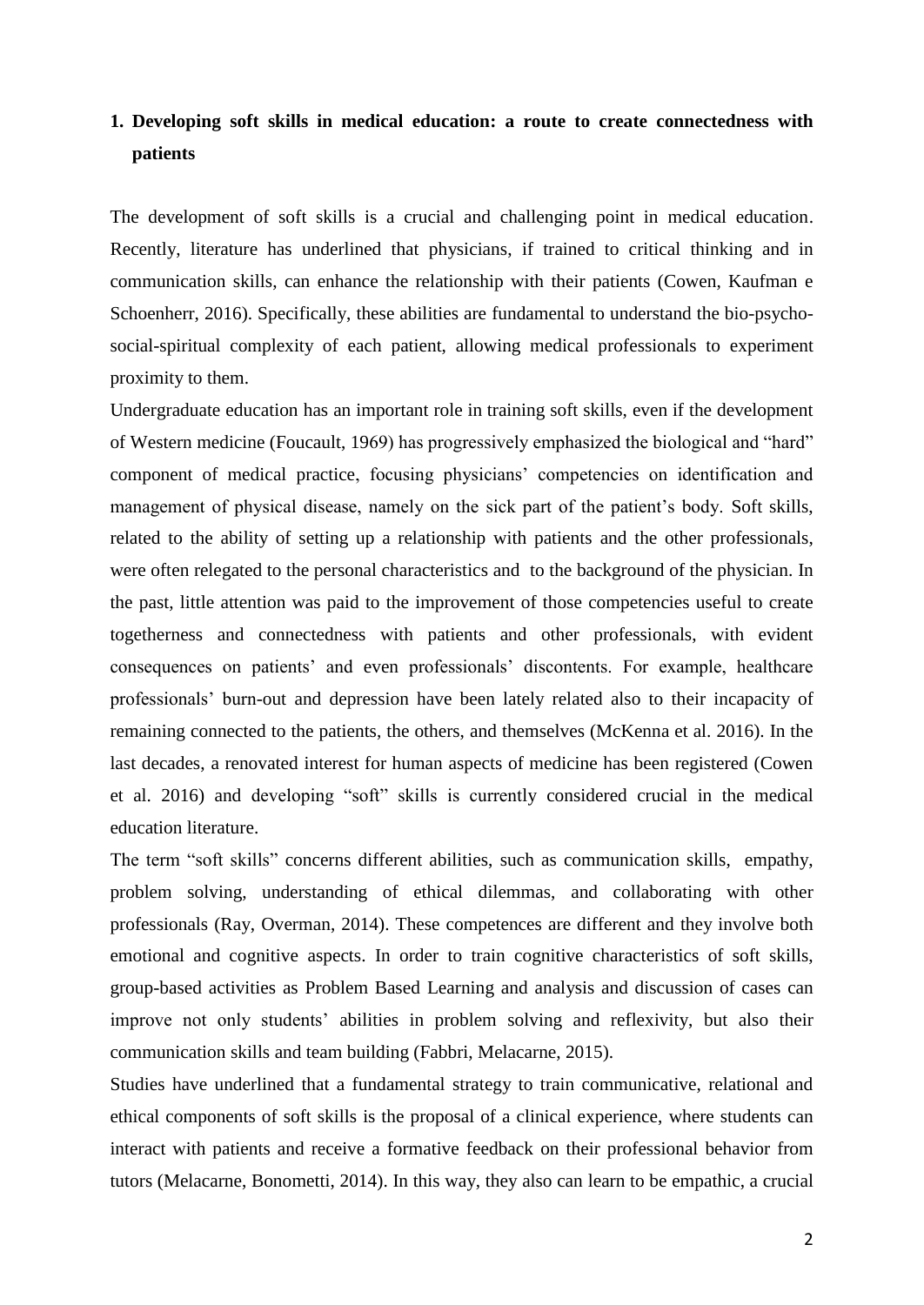# 1. Developing soft skills in medical education: a route to create connectedness with patients

The development of soft skills is a crucial and challenging point in medical education. Recently, literature has underlined that physicians, if trained to critical thinking and in communication skills, can enhance the relationship with their patients (Cowen, Kaufman e Schoenherr, 2016). Specifically, these abilities are fundamental to understand the bio-psycho-social-spiritual complexity of each patient, allowing medical professionals to experiment proximity to them.

Undergraduate education has an important role in training soft skills, even if the development of Western medicine (Foucault, 1969) has progressively emphasized the biological and "hard" component of medical practice, focusing physicians' competencies on identification and management of physical disease, namely on the sick part of the patient's body. Soft skills, related to the ability of setting up a relationship with patients and the other professionals, were often relegated to the personal characteristics and to the background of the physician. In the past, little attention was paid to the improvement of those competencies useful to create togetherness and connectedness with patients and other professionals, with evident consequences on patients' and even professionals' discontents. For example, healthcare professionals' burn-out and depression have been lately related also to their incapacity of remaining connected to the patients, the others, and themselves (McKenna et al. 2016). In the last decades, a renovated interest for human aspects of medicine has been registered (Cowen et al. 2016) and developing "soft" skills is currently considered crucial in the medical education literature.

The term "soft skills" concerns different abilities, such as communication skills, empathy, problem solving, understanding of ethical dilemmas, and collaborating with other professionals (Ray, Overman, 2014). These competences are different and they involve both emotional and cognitive aspects. In order to train cognitive characteristics of soft skills, group-based activities as Problem Based Learning and analysis and discussion of cases can improve not only students' abilities in problem solving and reflexivity, but also their communication skills and team building (Fabbri, Melacarne, 2015).

Studies have underlined that a fundamental strategy to train communicative, relational and ethical components of soft skills is the proposal of a clinical experience, where students can interact with patients and receive a formative feedback on their professional behavior from tutors (Melacarne, Bonometti, 2014). In this way, they also can learn to be empathic, a crucial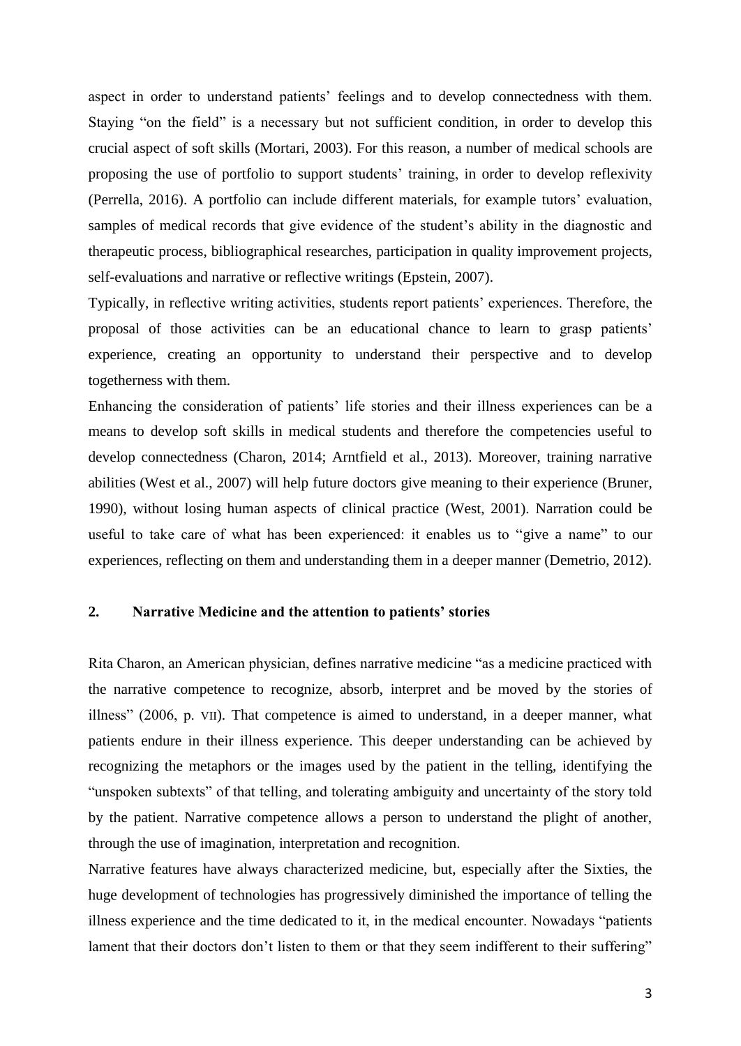aspect in order to understand patients' feelings and to develop connectedness with them. Staying "on the field" is a necessary but not sufficient condition, in order to develop this crucial aspect of soft skills (Mortari, 2003). For this reason, a number of medical schools are proposing the use of portfolio to support students' training, in order to develop reflexivity (Perrella, 2016). A portfolio can include different materials, for example tutors' evaluation, samples of medical records that give evidence of the student's ability in the diagnostic and therapeutic process, bibliographical researches, participation in quality improvement projects, self-evaluations and narrative or reflective writings (Epstein, 2007).

Typically, in reflective writing activities, students report patients' experiences. Therefore, the proposal of those activities can be an educational chance to learn to grasp patients' experience, creating an opportunity to understand their perspective and to develop togetherness with them.

Enhancing the consideration of patients' life stories and their illness experiences can be a means to develop soft skills in medical students and therefore the competencies useful to develop connectedness (Charon, 2014; Arntfield et al., 2013). Moreover, training narrative abilities (West et al., 2007) will help future doctors give meaning to their experience (Bruner, 1990), without losing human aspects of clinical practice (West, 2001). Narration could be useful to take care of what has been experienced: it enables us to "give a name" to our experiences, reflecting on them and understanding them in a deeper manner (Demetrio, 2012).

## 2. Narrative Medicine and the attention to patients' stories

Rita Charon, an American physician, defines narrative medicine "as a medicine practiced with the narrative competence to recognize, absorb, interpret and be moved by the stories of illness" (2006, p. VII). That competence is aimed to understand, in a deeper manner, what patients endure in their illness experience. This deeper understanding can be achieved by recognizing the metaphors or the images used by the patient in the telling, identifying the "unspoken subtexts" of that telling, and tolerating ambiguity and uncertainty of the story told by the patient. Narrative competence allows a person to understand the plight of another, through the use of imagination, interpretation and recognition.

Narrative features have always characterized medicine, but, especially after the Sixties, the huge development of technologies has progressively diminished the importance of telling the illness experience and the time dedicated to it, in the medical encounter. Nowadays "patients lament that their doctors don't listen to them or that they seem indifferent to their suffering"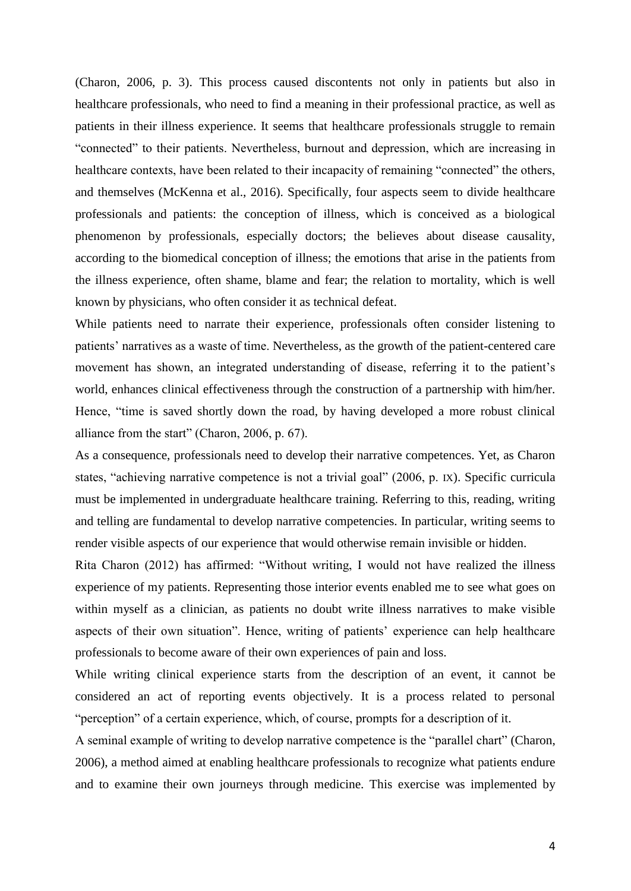(Charon, 2006, p. 3). This process caused discontents not only in patients but also in healthcare professionals, who need to find a meaning in their professional practice, as well as patients in their illness experience. It seems that healthcare professionals struggle to remain "connected" to their patients. Nevertheless, burnout and depression, which are increasing in healthcare contexts, have been related to their incapacity of remaining "connected" the others, and themselves (McKenna et al., 2016). Specifically, four aspects seem to divide healthcare professionals and patients: the conception of illness, which is conceived as a biological phenomenon by professionals, especially doctors; the believes about disease causality, according to the biomedical conception of illness; the emotions that arise in the patients from the illness experience, often shame, blame and fear; the relation to mortality, which is well known by physicians, who often consider it as technical defeat.

While patients need to narrate their experience, professionals often consider listening to patients' narratives as a waste of time. Nevertheless, as the growth of the patient-centered care movement has shown, an integrated understanding of disease, referring it to the patient's world, enhances clinical effectiveness through the construction of a partnership with him/her. Hence, "time is saved shortly down the road, by having developed a more robust clinical alliance from the start" (Charon, 2006, p. 67).

As a consequence, professionals need to develop their narrative competences. Yet, as Charon states, "achieving narrative competence is not a trivial goal" (2006, p. IX). Specific curricula must be implemented in undergraduate healthcare training. Referring to this, reading, writing and telling are fundamental to develop narrative competencies. In particular, writing seems to render visible aspects of our experience that would otherwise remain invisible or hidden.

Rita Charon (2012) has affirmed: "Without writing, I would not have realized the illness experience of my patients. Representing those interior events enabled me to see what goes on within myself as a clinician, as patients no doubt write illness narratives to make visible aspects of their own situation". Hence, writing of patients' experience can help healthcare professionals to become aware of their own experiences of pain and loss.

While writing clinical experience starts from the description of an event, it cannot be considered an act of reporting events objectively. It is a process related to personal "perception" of a certain experience, which, of course, prompts for a description of it.

A seminal example of writing to develop narrative competence is the "parallel chart" (Charon, 2006), a method aimed at enabling healthcare professionals to recognize what patients endure and to examine their own journeys through medicine. This exercise was implemented by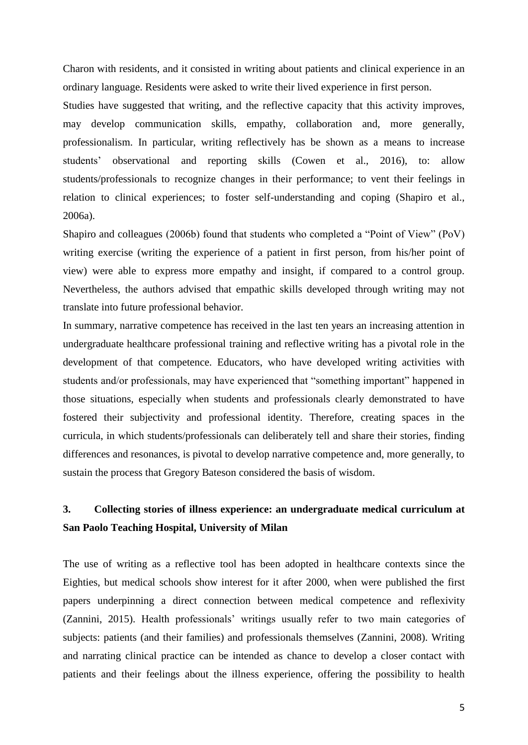Charon with residents, and it consisted in writing about patients and clinical experience in an ordinary language. Residents were asked to write their lived experience in first person.

Studies have suggested that writing, and the reflective capacity that this activity improves, may develop communication skills, empathy, collaboration and, more generally, professionalism. In particular, writing reflectively has be shown as a means to increase students' observational and reporting skills (Cowen et al., 2016), to: allow students/professionals to recognize changes in their performance; to vent their feelings in relation to clinical experiences; to foster self-understanding and coping (Shapiro et al., 2006a).

Shapiro and colleagues (2006b) found that students who completed a "Point of View" (PoV) writing exercise (writing the experience of a patient in first person, from his/her point of view) were able to express more empathy and insight, if compared to a control group. Nevertheless, the authors advised that empathic skills developed through writing may not translate into future professional behavior.

In summary, narrative competence has received in the last ten years an increasing attention in undergraduate healthcare professional training and reflective writing has a pivotal role in the development of that competence. Educators, who have developed writing activities with students and/or professionals, may have experienced that "something important" happened in those situations, especially when students and professionals clearly demonstrated to have fostered their subjectivity and professional identity. Therefore, creating spaces in the curricula, in which students/professionals can deliberately tell and share their stories, finding differences and resonances, is pivotal to develop narrative competence and, more generally, to sustain the process that Gregory Bateson considered the basis of wisdom.

## 3. Collecting stories of illness experience: an undergraduate medical curriculum at San Paolo Teaching Hospital, University of Milan

The use of writing as a reflective tool has been adopted in healthcare contexts since the Eighties, but medical schools show interest for it after 2000, when were published the first papers underpinning a direct connection between medical competence and reflexivity (Zannini, 2015). Health professionals' writings usually refer to two main categories of subjects: patients (and their families) and professionals themselves (Zannini, 2008). Writing and narrating clinical practice can be intended as chance to develop a closer contact with patients and their feelings about the illness experience, offering the possibility to health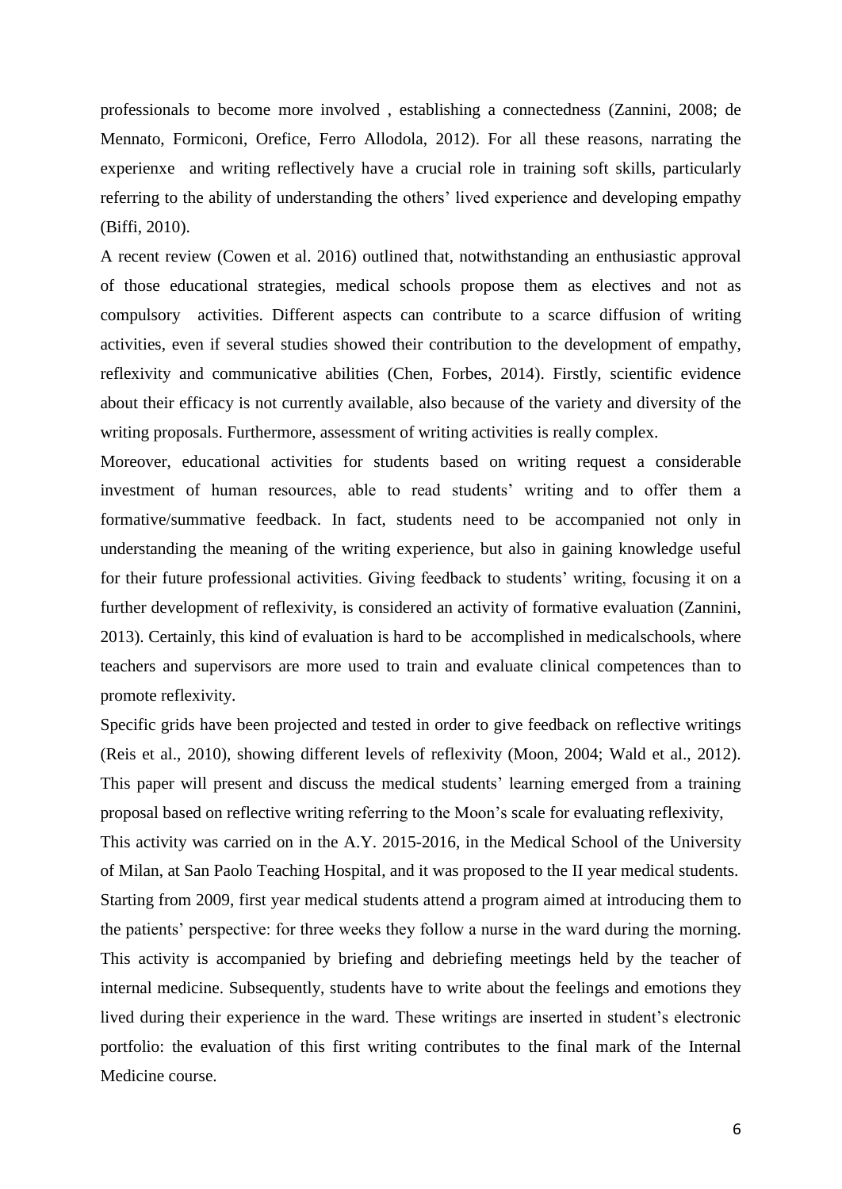professionals to become more involved , establishing a connectedness (Zannini, 2008; de Mennato, Formiconi, Orefice, Ferro Allodola, 2012). For all these reasons, narrating the experienxe and writing reflectively have a crucial role in training soft skills, particularly referring to the ability of understanding the others' lived experience and developing empathy (Biffi, 2010).

A recent review (Cowen et al. 2016) outlined that, notwithstanding an enthusiastic approval of those educational strategies, medical schools propose them as electives and not as compulsory activities. Different aspects can contribute to a scarce diffusion of writing activities, even if several studies showed their contribution to the development of empathy, reflexivity and communicative abilities (Chen, Forbes, 2014). Firstly, scientific evidence about their efficacy is not currently available, also because of the variety and diversity of the writing proposals. Furthermore, assessment of writing activities is really complex.

Moreover, educational activities for students based on writing request a considerable investment of human resources, able to read students' writing and to offer them a formative/summative feedback. In fact, students need to be accompanied not only in understanding the meaning of the writing experience, but also in gaining knowledge useful for their future professional activities. Giving feedback to students' writing, focusing it on a further development of reflexivity, is considered an activity of formative evaluation (Zannini, 2013). Certainly, this kind of evaluation is hard to be accomplished in medicalschools, where teachers and supervisors are more used to train and evaluate clinical competences than to promote reflexivity.

Specific grids have been projected and tested in order to give feedback on reflective writings (Reis et al., 2010), showing different levels of reflexivity (Moon, 2004; Wald et al., 2012). This paper will present and discuss the medical students' learning emerged from a training proposal based on reflective writing referring to the Moon's scale for evaluating reflexivity,

This activity was carried on in the A.Y. 2015-2016, in the Medical School of the University of Milan, at San Paolo Teaching Hospital, and it was proposed to the II year medical students.

Starting from 2009, first year medical students attend a program aimed at introducing them to the patients' perspective: for three weeks they follow a nurse in the ward during the morning. This activity is accompanied by briefing and debriefing meetings held by the teacher of internal medicine. Subsequently, students have to write about the feelings and emotions they lived during their experience in the ward. These writings are inserted in student's electronic portfolio: the evaluation of this first writing contributes to the final mark of the Internal Medicine course.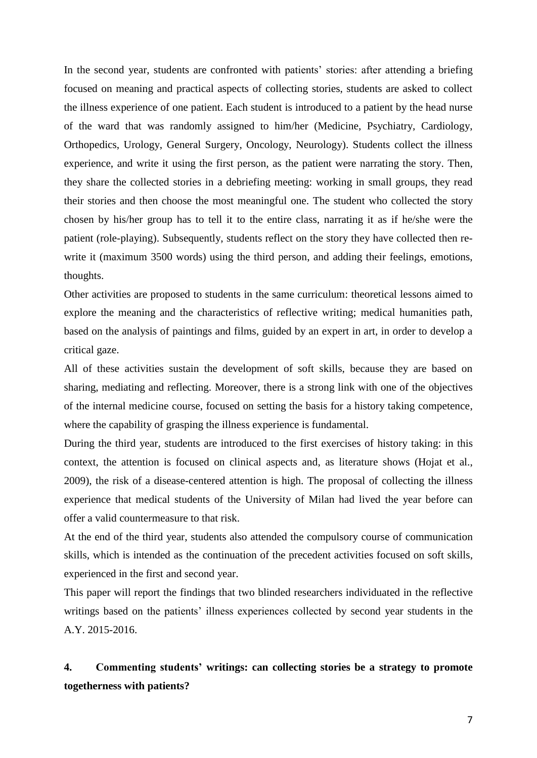In the second year, students are confronted with patients' stories: after attending a briefing focused on meaning and practical aspects of collecting stories, students are asked to collect the illness experience of one patient. Each student is introduced to a patient by the head nurse of the ward that was randomly assigned to him/her (Medicine, Psychiatry, Cardiology, Orthopedics, Urology, General Surgery, Oncology, Neurology). Students collect the illness experience, and write it using the first person, as the patient were narrating the story. Then, they share the collected stories in a debriefing meeting: working in small groups, they read their stories and then choose the most meaningful one. The student who collected the story chosen by his/her group has to tell it to the entire class, narrating it as if he/she were the patient (role-playing). Subsequently, students reflect on the story they have collected then re-write it (maximum 3500 words) using the third person, and adding their feelings, emotions, thoughts.

Other activities are proposed to students in the same curriculum: theoretical lessons aimed to explore the meaning and the characteristics of reflective writing; medical humanities path, based on the analysis of paintings and films, guided by an expert in art, in order to develop a critical gaze.

All of these activities sustain the development of soft skills, because they are based on sharing, mediating and reflecting. Moreover, there is a strong link with one of the objectives of the internal medicine course, focused on setting the basis for a history taking competence, where the capability of grasping the illness experience is fundamental.

During the third year, students are introduced to the first exercises of history taking: in this context, the attention is focused on clinical aspects and, as literature shows (Hojat et al., 2009), the risk of a disease-centered attention is high. The proposal of collecting the illness experience that medical students of the University of Milan had lived the year before can offer a valid countermeasure to that risk.

At the end of the third year, students also attended the compulsory course of communication skills, which is intended as the continuation of the precedent activities focused on soft skills, experienced in the first and second year.

This paper will report the findings that two blinded researchers individuated in the reflective writings based on the patients' illness experiences collected by second year students in the A.Y. 2015-2016.

## 4. Commenting students' writings: can collecting stories be a strategy to promote togetherness with patients?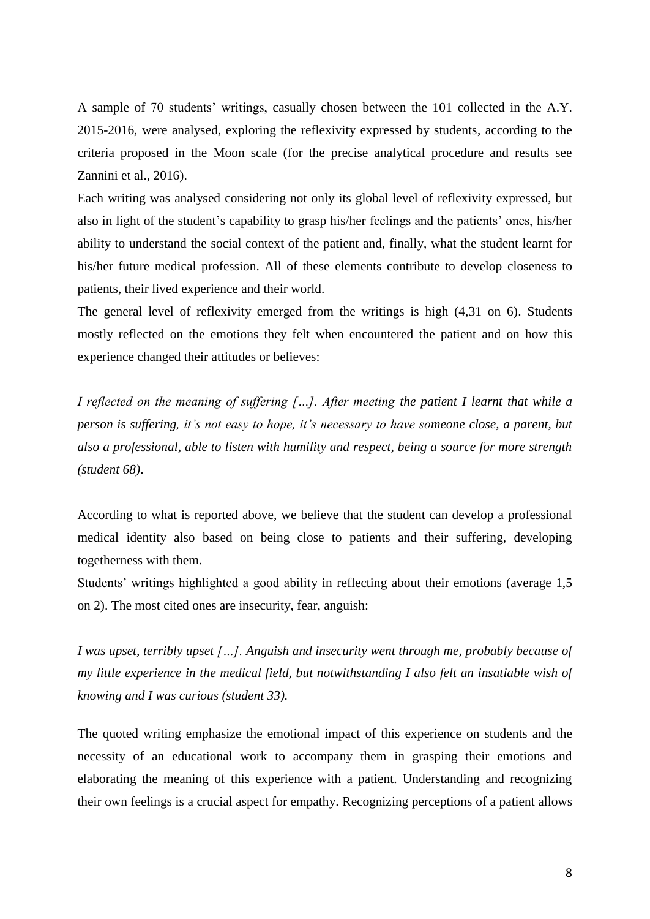A sample of 70 students' writings, casually chosen between the 101 collected in the A.Y. 2015-2016, were analysed, exploring the reflexivity expressed by students, according to the criteria proposed in the Moon scale (for the precise analytical procedure and results see Zannini et al., 2016).

Each writing was analysed considering not only its global level of reflexivity expressed, but also in light of the student's capability to grasp his/her feelings and the patients' ones, his/her ability to understand the social context of the patient and, finally, what the student learnt for his/her future medical profession. All of these elements contribute to develop closeness to patients, their lived experience and their world.

The general level of reflexivity emerged from the writings is high (4,31 on 6). Students mostly reflected on the emotions they felt when encountered the patient and on how this experience changed their attitudes or believes:

*I reflected on the meaning of suffering […]. After meeting the patient I learnt that while a person is suffering, it's not easy to hope, it's necessary to have someone close, a parent, but also a professional, able to listen with humility and respect, being a source for more strength (student 68).*

According to what is reported above, we believe that the student can develop a professional medical identity also based on being close to patients and their suffering, developing togetherness with them.

Students' writings highlighted a good ability in reflecting about their emotions (average 1,5 on 2). The most cited ones are insecurity, fear, anguish:

*I was upset, terribly upset […]. Anguish and insecurity went through me, probably because of my little experience in the medical field, but notwithstanding I also felt an insatiable wish of knowing and I was curious (student 33).*

The quoted writing emphasize the emotional impact of this experience on students and the necessity of an educational work to accompany them in grasping their emotions and elaborating the meaning of this experience with a patient. Understanding and recognizing their own feelings is a crucial aspect for empathy. Recognizing perceptions of a patient allows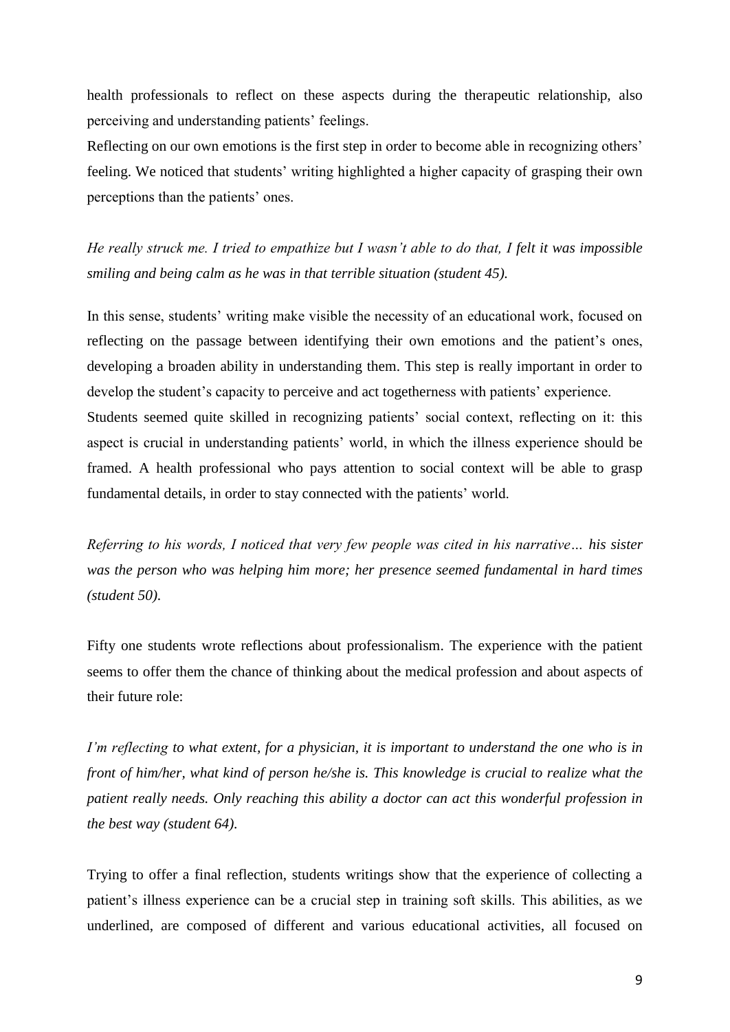health professionals to reflect on these aspects during the therapeutic relationship, also perceiving and understanding patients' feelings.

Reflecting on our own emotions is the first step in order to become able in recognizing others' feeling. We noticed that students' writing highlighted a higher capacity of grasping their own perceptions than the patients' ones.

*He really struck me. I tried to empathize but I wasn't able to do that, I felt it was impossible smiling and being calm as he was in that terrible situation (student 45).*

In this sense, students' writing make visible the necessity of an educational work, focused on reflecting on the passage between identifying their own emotions and the patient's ones, developing a broaden ability in understanding them. This step is really important in order to develop the student's capacity to perceive and act togetherness with patients' experience.

Students seemed quite skilled in recognizing patients' social context, reflecting on it: this aspect is crucial in understanding patients' world, in which the illness experience should be framed. A health professional who pays attention to social context will be able to grasp fundamental details, in order to stay connected with the patients' world.

*Referring to his words, I noticed that very few people was cited in his narrative… his sister was the person who was helping him more; her presence seemed fundamental in hard times (student 50).*

Fifty one students wrote reflections about professionalism. The experience with the patient seems to offer them the chance of thinking about the medical profession and about aspects of their future role:

*I'm reflecting to what extent, for a physician, it is important to understand the one who is in front of him/her, what kind of person he/she is. This knowledge is crucial to realize what the patient really needs. Only reaching this ability a doctor can act this wonderful profession in the best way (student 64).*

Trying to offer a final reflection, students writings show that the experience of collecting a patient's illness experience can be a crucial step in training soft skills. This abilities, as we underlined, are composed of different and various educational activities, all focused on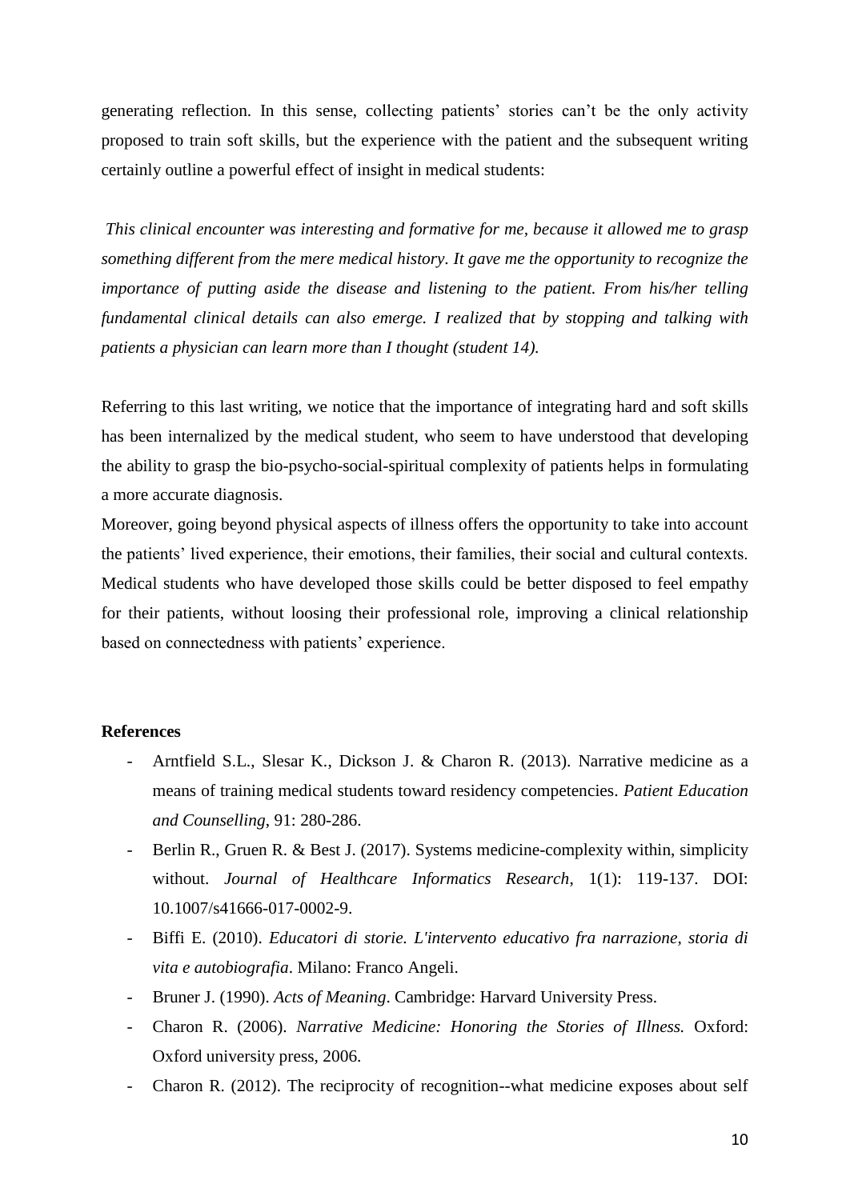generating reflection. In this sense, collecting patients' stories can't be the only activity proposed to train soft skills, but the experience with the patient and the subsequent writing certainly outline a powerful effect of insight in medical students:

*This clinical encounter was interesting and formative for me, because it allowed me to grasp something different from the mere medical history. It gave me the opportunity to recognize the importance of putting aside the disease and listening to the patient. From his/her telling fundamental clinical details can also emerge. I realized that by stopping and talking with patients a physician can learn more than I thought (student 14).*

Referring to this last writing, we notice that the importance of integrating hard and soft skills has been internalized by the medical student, who seem to have understood that developing the ability to grasp the bio-psycho-social-spiritual complexity of patients helps in formulating a more accurate diagnosis.

Moreover, going beyond physical aspects of illness offers the opportunity to take into account the patients' lived experience, their emotions, their families, their social and cultural contexts. Medical students who have developed those skills could be better disposed to feel empathy for their patients, without loosing their professional role, improving a clinical relationship based on connectedness with patients' experience.

**References**

- Arntfield S.L., Slesar K., Dickson J. & Charon R. (2013). Narrative medicine as a means of training medical students toward residency competencies. *Patient Education and Counselling*, 91: 280-286.
- Berlin R., Gruen R. & Best J. (2017). Systems medicine-complexity within, simplicity without. *Journal of Healthcare Informatics Research*, 1(1): 119-137. DOI: 10.1007/s41666-017-0002-9.
- Biffi E. (2010). *Educatori di storie. L'intervento educativo fra narrazione, storia di vita e autobiografia*. Milano: Franco Angeli.
- Bruner J. (1990). *Acts of Meaning*. Cambridge: Harvard University Press.
- Charon R. (2006). *Narrative Medicine: Honoring the Stories of Illness.* Oxford: Oxford university press, 2006.
- Charon R. (2012). The reciprocity of recognition--what medicine exposes about self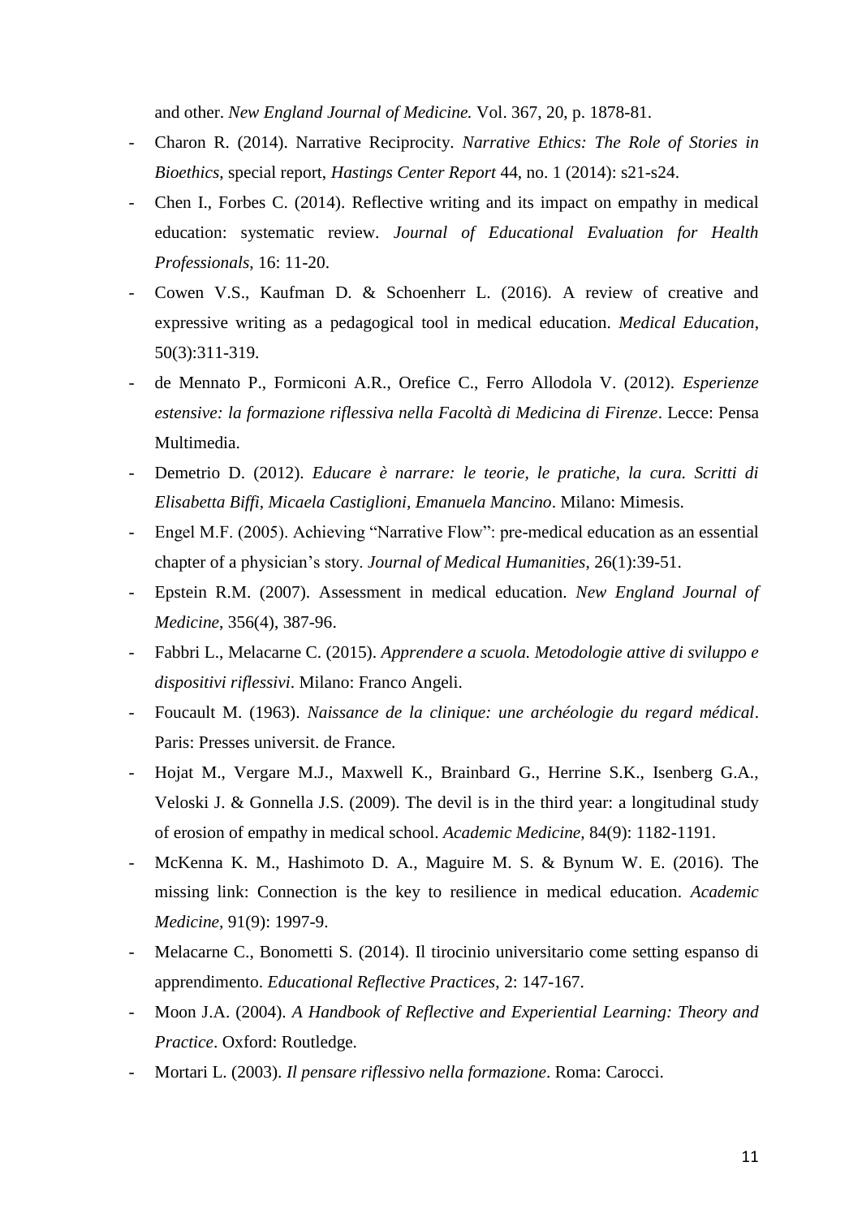and other. *New England Journal of Medicine.* Vol. 367, 20, p. 1878-81.

- Charon R. (2014). Narrative Reciprocity. *Narrative Ethics: The Role of Stories in Bioethics*, special report, *Hastings Center Report* 44, no. 1 (2014): s21-s24.
- Chen I., Forbes C. (2014). Reflective writing and its impact on empathy in medical education: systematic review. *Journal of Educational Evaluation for Health Professionals*, 16: 11-20.
- Cowen V.S., Kaufman D. & Schoenherr L. (2016). A review of creative and expressive writing as a pedagogical tool in medical education. *Medical Education*, 50(3):311-319.
- de Mennato P., Formiconi A.R., Orefice C., Ferro Allodola V. (2012). *Esperienze estensive: la formazione riflessiva nella Facoltà di Medicina di Firenze*. Lecce: Pensa Multimedia.
- Demetrio D. (2012). *Educare è narrare: le teorie, le pratiche, la cura. Scritti di Elisabetta Biffi, Micaela Castiglioni, Emanuela Mancino*. Milano: Mimesis.
- Engel M.F. (2005). Achieving "Narrative Flow": pre-medical education as an essential chapter of a physician's story. *Journal of Medical Humanities*, 26(1):39-51.
- Epstein R.M. (2007). Assessment in medical education. *New England Journal of Medicine*, 356(4), 387-96.
- Fabbri L., Melacarne C. (2015). *Apprendere a scuola. Metodologie attive di sviluppo e dispositivi riflessivi*. Milano: Franco Angeli.
- Foucault M. (1963). *Naissance de la clinique: une archéologie du regard médical*. Paris: Presses universit. de France.
- Hojat M., Vergare M.J., Maxwell K., Brainbard G., Herrine S.K., Isenberg G.A., Veloski J. & Gonnella J.S. (2009). The devil is in the third year: a longitudinal study of erosion of empathy in medical school. *Academic Medicine,* 84(9): 1182-1191.
- McKenna K. M., Hashimoto D. A., Maguire M. S. & Bynum W. E. (2016). The missing link: Connection is the key to resilience in medical education. *Academic Medicine,* 91(9): 1997-9.
- Melacarne C., Bonometti S. (2014). Il tirocinio universitario come setting espanso di apprendimento. *Educational Reflective Practices,* 2: 147-167.
- Moon J.A. (2004). *A Handbook of Reflective and Experiential Learning: Theory and Practice*. Oxford: Routledge.
- Mortari L. (2003). *Il pensare riflessivo nella formazione*. Roma: Carocci.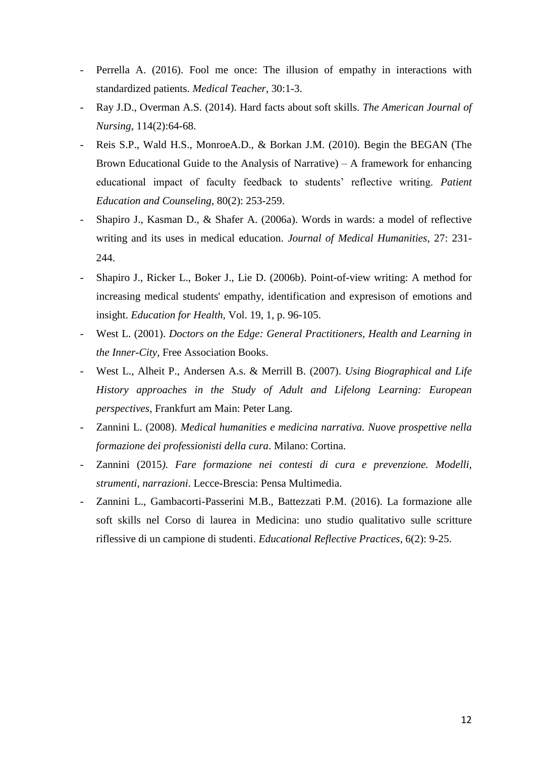- Perrella A. (2016). Fool me once: The illusion of empathy in interactions with standardized patients. *Medical Teacher*, 30:1-3.
- Ray J.D., Overman A.S. (2014). Hard facts about soft skills. *The American Journal of Nursing*, 114(2):64-68.
- Reis S.P., Wald H.S., MonroeA.D., & Borkan J.M. (2010). Begin the BEGAN (The Brown Educational Guide to the Analysis of Narrative) – A framework for enhancing educational impact of faculty feedback to students' reflective writing. *Patient Education and Counseling*, 80(2): 253-259.
- Shapiro J., Kasman D., & Shafer A. (2006a). Words in wards: a model of reflective writing and its uses in medical education. *Journal of Medical Humanities*, 27: 231-244.
- Shapiro J., Ricker L., Boker J., Lie D. (2006b). Point-of-view writing: A method for increasing medical students' empathy, identification and expresison of emotions and insight. *Education for Health,* Vol. 19, 1, p. 96-105.
- West L. (2001). *Doctors on the Edge: General Practitioners, Health and Learning in the Inner-City*, Free Association Books.
- West L., Alheit P., Andersen A.s. & Merrill B. (2007). *Using Biographical and Life History approaches in the Study of Adult and Lifelong Learning: European perspectives*, Frankfurt am Main: Peter Lang.
- Zannini L. (2008). *Medical humanities e medicina narrativa. Nuove prospettive nella formazione dei professionisti della cura*. Milano: Cortina.
- Zannini (2015*). Fare formazione nei contesti di cura e prevenzione. Modelli, strumenti, narrazioni*. Lecce-Brescia: Pensa Multimedia.
- Zannini L., Gambacorti-Passerini M.B., Battezzati P.M. (2016). La formazione alle soft skills nel Corso di laurea in Medicina: uno studio qualitativo sulle scritture riflessive di un campione di studenti. *Educational Reflective Practices*, 6(2): 9-25.